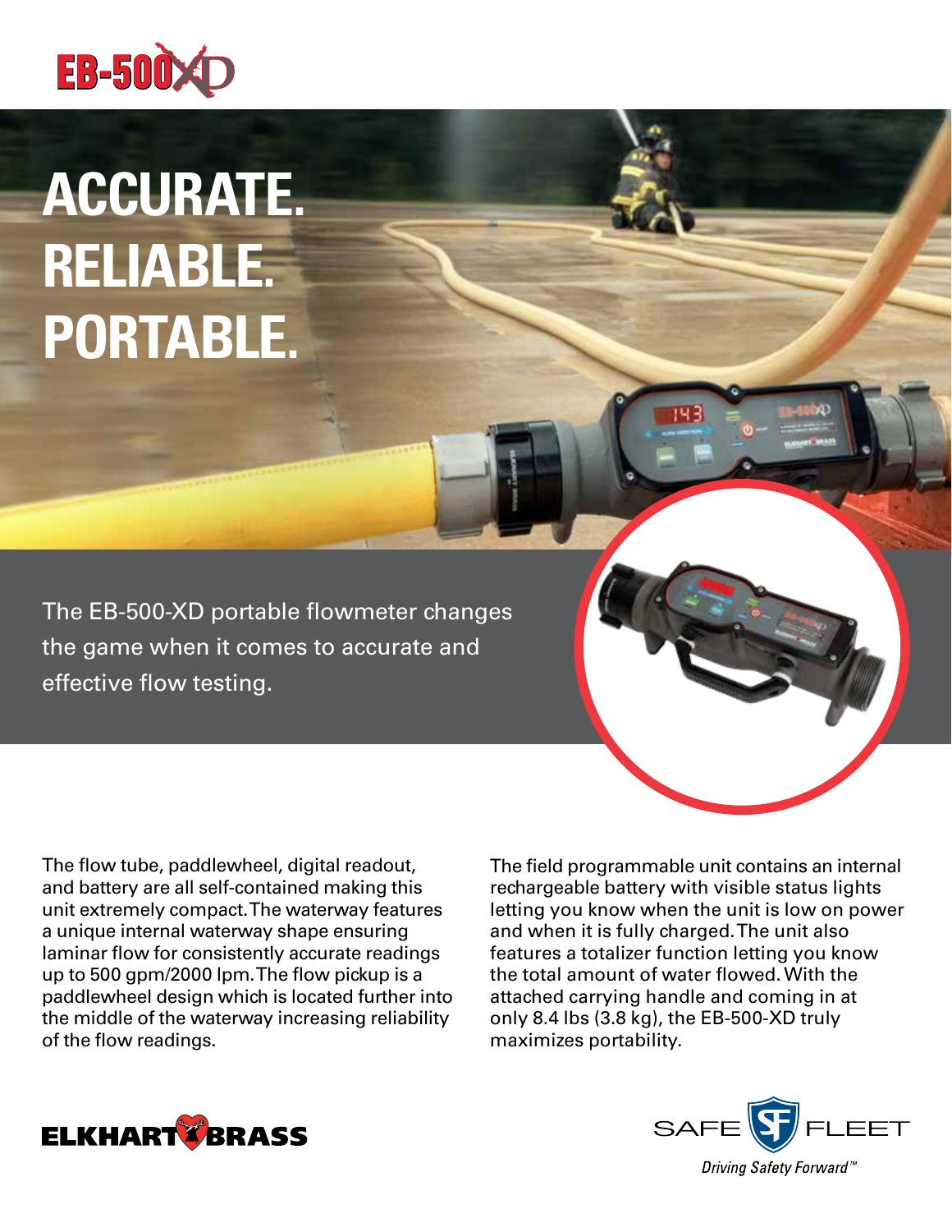# EB-500XD

# ACCURATE. RELIABLE. PORTABLE.

The EB-500-XD portable flowmeter changes the game when it comes to accurate and effective flow testing.

The flow tube, paddlewheel, digital readout, and battery are all self-contained making this unit extremely compact. The waterway features a unique internal waterway shape ensuring laminar flow for consistently accurate readings up to 500 gpm/2000 lpm. The flow pickup is a paddlewheel design which is located further into the middle of the waterway increasing reliability of the flow readings.

The field programmable unit contains an internal rechargeable battery with visible status lights letting you know when the unit is low on power and when it is fully charged. The unit also features a totalizer function letting you know the total amount of water flowed. With the attached carrying handle and coming in at only 8.4 lbs (3.8 kg), the EB-500-XD truly maximizes portability.

ELKHART BRASS

SAFE FLEET
*Driving Safety Forward™*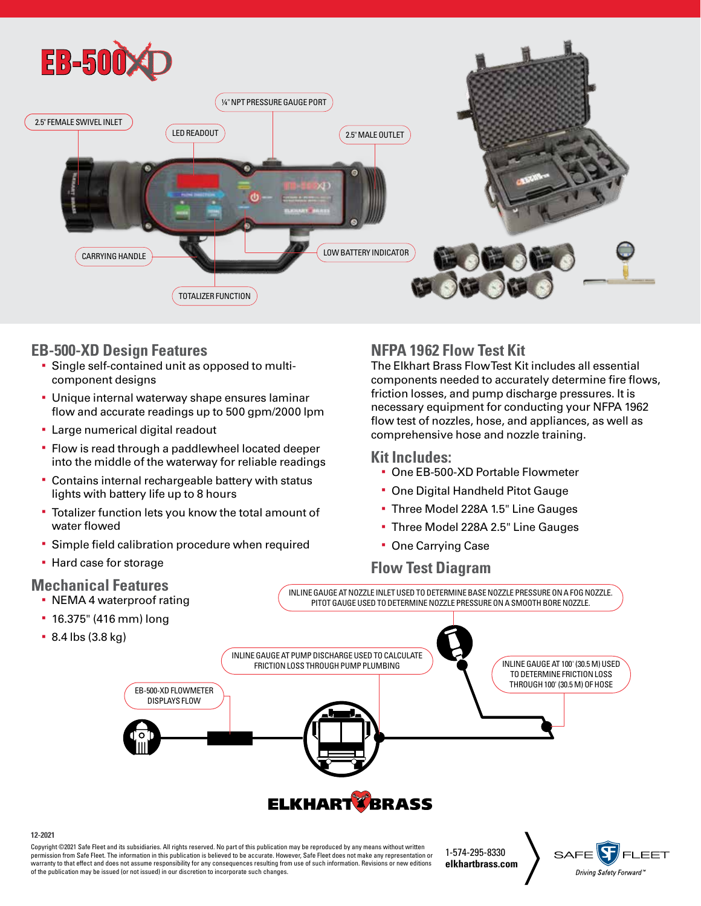# EB-500XD

¼" NPT PRESSURE GAUGE PORT

2.5" FEMALE SWIVEL INLET

LED READOUT

2.5" MALE OUTLET

CARRYING HANDLE

LOW BATTERY INDICATOR

TOTALIZER FUNCTION

## EB-500-XD Design Features

- Single self-contained unit as opposed to multi-component designs
- Unique internal waterway shape ensures laminar flow and accurate readings up to 500 gpm/2000 lpm
- Large numerical digital readout
- Flow is read through a paddlewheel located deeper into the middle of the waterway for reliable readings
- Contains internal rechargeable battery with status lights with battery life up to 8 hours
- Totalizer function lets you know the total amount of water flowed
- Simple field calibration procedure when required
- Hard case for storage

## Mechanical Features

- NEMA 4 waterproof rating
- 16.375" (416 mm) long
- 8.4 lbs (3.8 kg)

## NFPA 1962 Flow Test Kit

The Elkhart Brass FlowTest Kit includes all essential components needed to accurately determine fire flows, friction losses, and pump discharge pressures. It is necessary equipment for conducting your NFPA 1962 flow test of nozzles, hose, and appliances, as well as comprehensive hose and nozzle training.

## Kit Includes:

- One EB-500-XD Portable Flowmeter
- One Digital Handheld Pitot Gauge
- Three Model 228A 1.5" Line Gauges
- Three Model 228A 2.5" Line Gauges
- One Carrying Case

## Flow Test Diagram

INLINE GAUGE AT NOZZLE INLET USED TO DETERMINE BASE NOZZLE PRESSURE ON A FOG NOZZLE. PITOT GAUGE USED TO DETERMINE NOZZLE PRESSURE ON A SMOOTH BORE NOZZLE.

INLINE GAUGE AT PUMP DISCHARGE USED TO CALCULATE FRICTION LOSS THROUGH PUMP PLUMBING

INLINE GAUGE AT 100' (30.5 M) USED TO DETERMINE FRICTION LOSS THROUGH 100' (30.5 M) OF HOSE

EB-500-XD FLOWMETER DISPLAYS FLOW

ELKHART BRASS

12-2021

Copyright ©2021 Safe Fleet and its subsidiaries. All rights reserved. No part of this publication may be reproduced by any means without written permission from Safe Fleet. The information in this publication is believed to be accurate. However, Safe Fleet does not make any representation or warranty to that effect and does not assume responsibility for any consequences resulting from use of such information. Revisions or new editions of the publication may be issued (or not issued) in our discretion to incorporate such changes.

1-574-295-8330
elkhartbrass.com

SAFE FLEET
*Driving Safety Forward™*